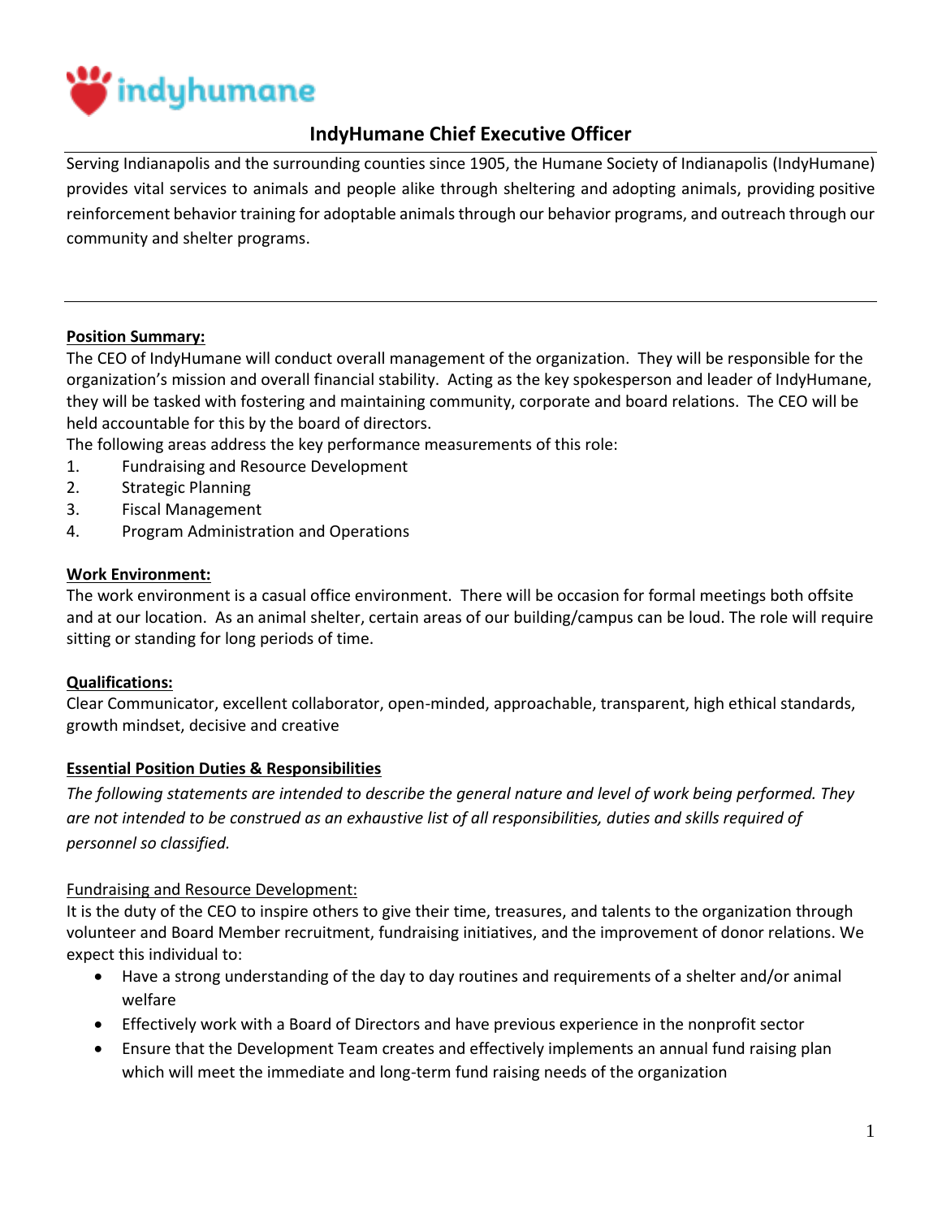indyhumane

# IndyHumane Chief Executive Officer

Serving Indianapolis and the surrounding counties since 1905, the Humane Society of Indianapolis (IndyHumane) provides vital services to animals and people alike through sheltering and adopting animals, providing positive reinforcement behavior training for adoptable animals through our behavior programs, and outreach through our community and shelter programs.

---

**Position Summary:**

The CEO of IndyHumane will conduct overall management of the organization. They will be responsible for the organization's mission and overall financial stability. Acting as the key spokesperson and leader of IndyHumane, they will be tasked with fostering and maintaining community, corporate and board relations. The CEO will be held accountable for this by the board of directors.

The following areas address the key performance measurements of this role:

1. Fundraising and Resource Development
2. Strategic Planning
3. Fiscal Management
4. Program Administration and Operations

**Work Environment:**

The work environment is a casual office environment. There will be occasion for formal meetings both offsite and at our location. As an animal shelter, certain areas of our building/campus can be loud. The role will require sitting or standing for long periods of time.

**Qualifications:**

Clear Communicator, excellent collaborator, open-minded, approachable, transparent, high ethical standards, growth mindset, decisive and creative

**Essential Position Duties & Responsibilities**

*The following statements are intended to describe the general nature and level of work being performed. They are not intended to be construed as an exhaustive list of all responsibilities, duties and skills required of personnel so classified.*

Fundraising and Resource Development:

It is the duty of the CEO to inspire others to give their time, treasures, and talents to the organization through volunteer and Board Member recruitment, fundraising initiatives, and the improvement of donor relations. We expect this individual to:

- Have a strong understanding of the day to day routines and requirements of a shelter and/or animal welfare
- Effectively work with a Board of Directors and have previous experience in the nonprofit sector
- Ensure that the Development Team creates and effectively implements an annual fund raising plan which will meet the immediate and long-term fund raising needs of the organization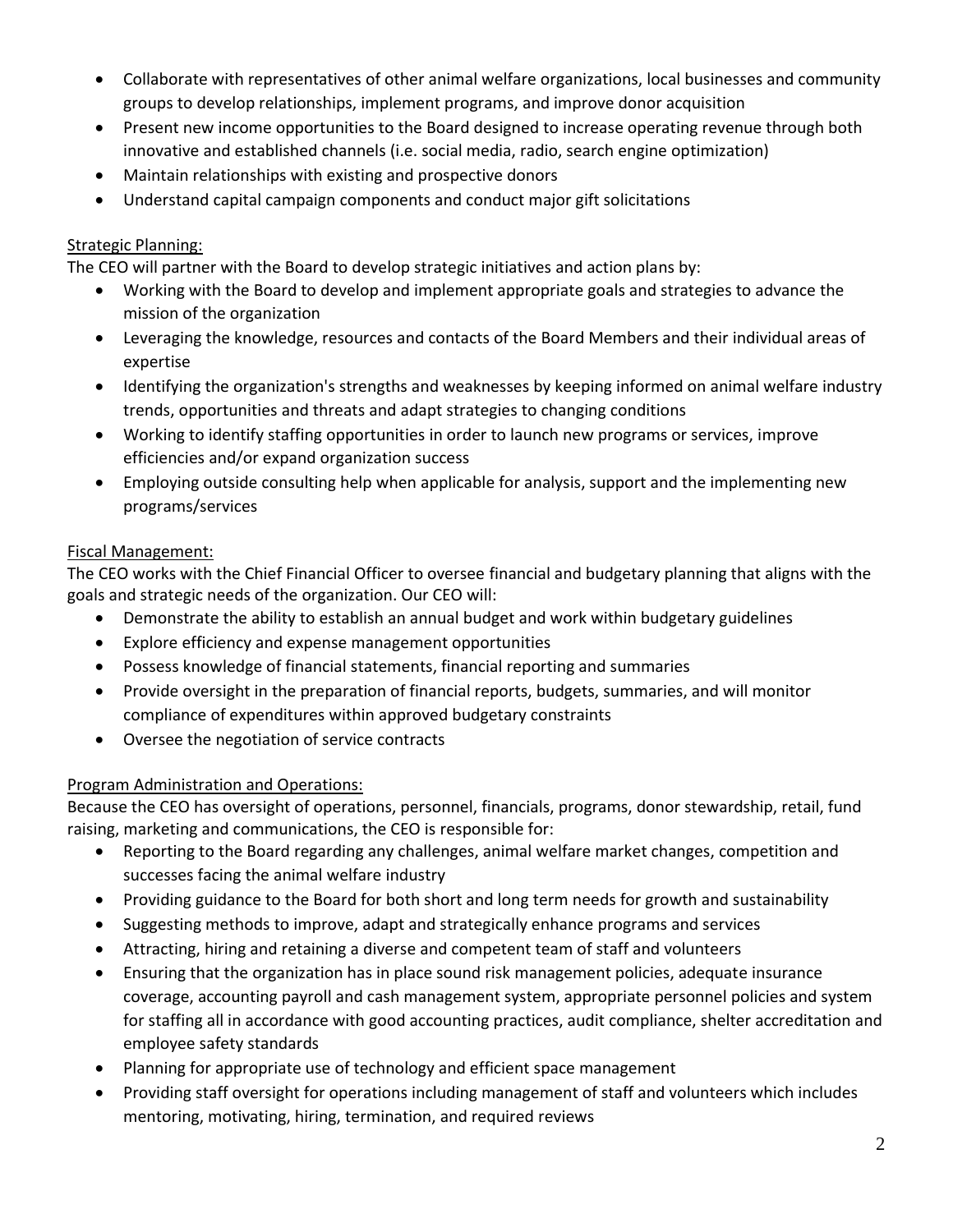- Collaborate with representatives of other animal welfare organizations, local businesses and community groups to develop relationships, implement programs, and improve donor acquisition
- Present new income opportunities to the Board designed to increase operating revenue through both innovative and established channels (i.e. social media, radio, search engine optimization)
- Maintain relationships with existing and prospective donors
- Understand capital campaign components and conduct major gift solicitations

<u>Strategic Planning:</u>

The CEO will partner with the Board to develop strategic initiatives and action plans by:

- Working with the Board to develop and implement appropriate goals and strategies to advance the mission of the organization
- Leveraging the knowledge, resources and contacts of the Board Members and their individual areas of expertise
- Identifying the organization's strengths and weaknesses by keeping informed on animal welfare industry trends, opportunities and threats and adapt strategies to changing conditions
- Working to identify staffing opportunities in order to launch new programs or services, improve efficiencies and/or expand organization success
- Employing outside consulting help when applicable for analysis, support and the implementing new programs/services

<u>Fiscal Management:</u>

The CEO works with the Chief Financial Officer to oversee financial and budgetary planning that aligns with the goals and strategic needs of the organization. Our CEO will:

- Demonstrate the ability to establish an annual budget and work within budgetary guidelines
- Explore efficiency and expense management opportunities
- Possess knowledge of financial statements, financial reporting and summaries
- Provide oversight in the preparation of financial reports, budgets, summaries, and will monitor compliance of expenditures within approved budgetary constraints
- Oversee the negotiation of service contracts

<u>Program Administration and Operations:</u>

Because the CEO has oversight of operations, personnel, financials, programs, donor stewardship, retail, fund raising, marketing and communications, the CEO is responsible for:

- Reporting to the Board regarding any challenges, animal welfare market changes, competition and successes facing the animal welfare industry
- Providing guidance to the Board for both short and long term needs for growth and sustainability
- Suggesting methods to improve, adapt and strategically enhance programs and services
- Attracting, hiring and retaining a diverse and competent team of staff and volunteers
- Ensuring that the organization has in place sound risk management policies, adequate insurance coverage, accounting payroll and cash management system, appropriate personnel policies and system for staffing all in accordance with good accounting practices, audit compliance, shelter accreditation and employee safety standards
- Planning for appropriate use of technology and efficient space management
- Providing staff oversight for operations including management of staff and volunteers which includes mentoring, motivating, hiring, termination, and required reviews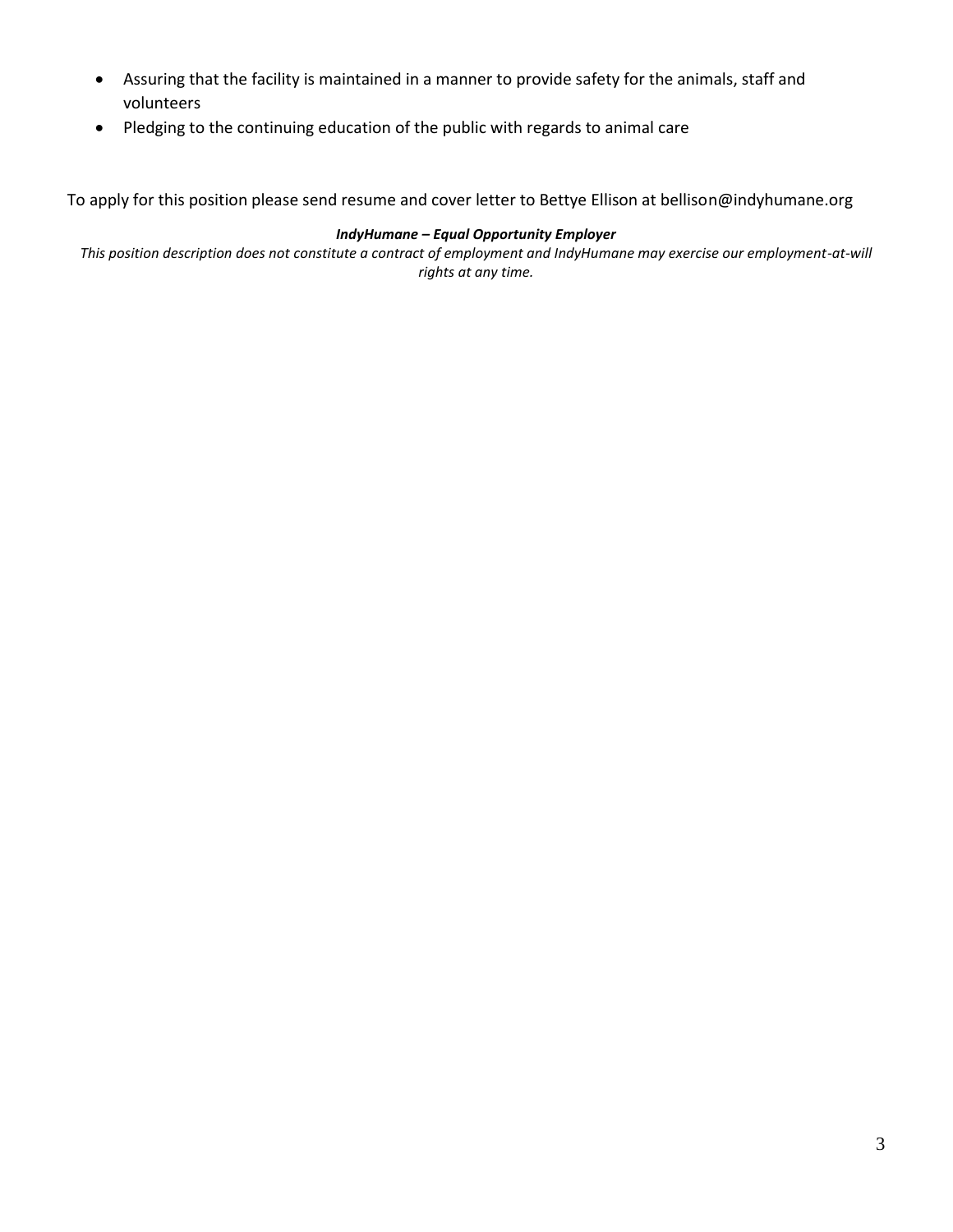- Assuring that the facility is maintained in a manner to provide safety for the animals, staff and volunteers
- Pledging to the continuing education of the public with regards to animal care

To apply for this position please send resume and cover letter to Bettye Ellison at bellison@indyhumane.org

***IndyHumane – Equal Opportunity Employer***

*This position description does not constitute a contract of employment and IndyHumane may exercise our employment-at-will rights at any time.*